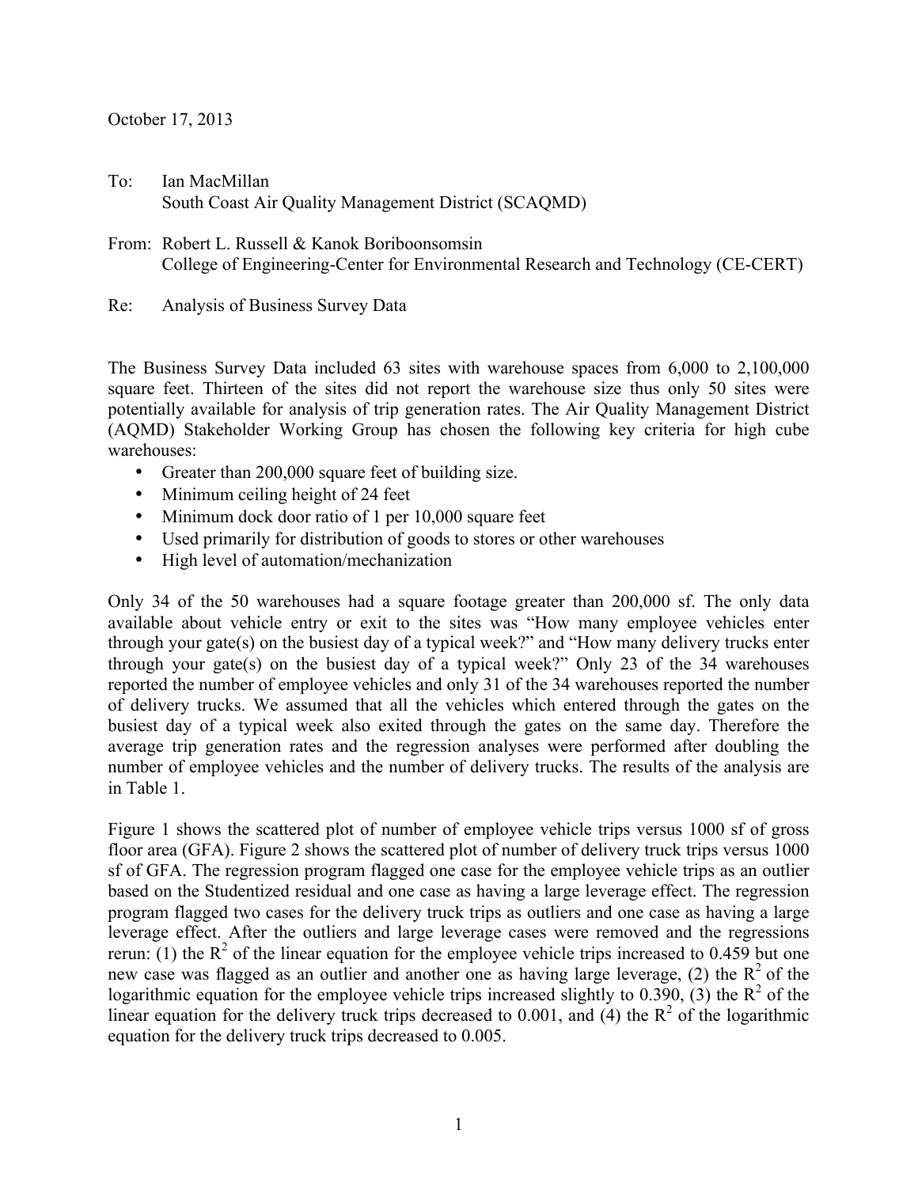October 17, 2013

To: Ian MacMillan
South Coast Air Quality Management District (SCAQMD)

From: Robert L. Russell & Kanok Boriboonsomsin
College of Engineering-Center for Environmental Research and Technology (CE-CERT)

Re: Analysis of Business Survey Data

The Business Survey Data included 63 sites with warehouse spaces from 6,000 to 2,100,000 square feet. Thirteen of the sites did not report the warehouse size thus only 50 sites were potentially available for analysis of trip generation rates. The Air Quality Management District (AQMD) Stakeholder Working Group has chosen the following key criteria for high cube warehouses:

- Greater than 200,000 square feet of building size.
- Minimum ceiling height of 24 feet
- Minimum dock door ratio of 1 per 10,000 square feet
- Used primarily for distribution of goods to stores or other warehouses
- High level of automation/mechanization

Only 34 of the 50 warehouses had a square footage greater than 200,000 sf. The only data available about vehicle entry or exit to the sites was "How many employee vehicles enter through your gate(s) on the busiest day of a typical week?" and "How many delivery trucks enter through your gate(s) on the busiest day of a typical week?" Only 23 of the 34 warehouses reported the number of employee vehicles and only 31 of the 34 warehouses reported the number of delivery trucks. We assumed that all the vehicles which entered through the gates on the busiest day of a typical week also exited through the gates on the same day. Therefore the average trip generation rates and the regression analyses were performed after doubling the number of employee vehicles and the number of delivery trucks. The results of the analysis are in Table 1.

Figure 1 shows the scattered plot of number of employee vehicle trips versus 1000 sf of gross floor area (GFA). Figure 2 shows the scattered plot of number of delivery truck trips versus 1000 sf of GFA. The regression program flagged one case for the employee vehicle trips as an outlier based on the Studentized residual and one case as having a large leverage effect. The regression program flagged two cases for the delivery truck trips as outliers and one case as having a large leverage effect. After the outliers and large leverage cases were removed and the regressions rerun: (1) the $R^2$ of the linear equation for the employee vehicle trips increased to 0.459 but one new case was flagged as an outlier and another one as having large leverage, (2) the $R^2$ of the logarithmic equation for the employee vehicle trips increased slightly to 0.390, (3) the $R^2$ of the linear equation for the delivery truck trips decreased to 0.001, and (4) the $R^2$ of the logarithmic equation for the delivery truck trips decreased to 0.005.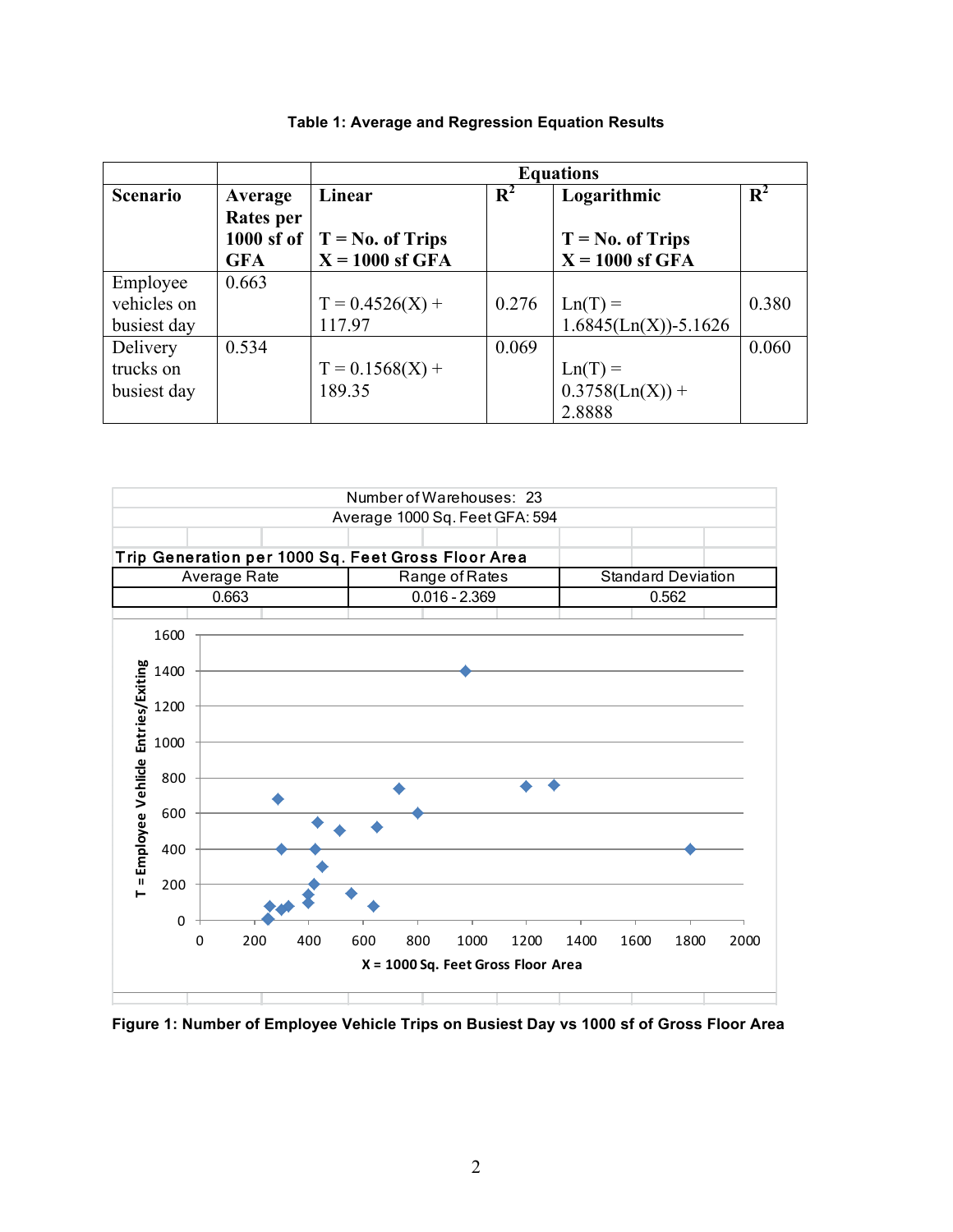**Table 1: Average and Regression Equation Results**

| Scenario | Average Rates per 1000 sf of GFA | Equations | | | |
|---|---|---|---|---|---|
| | | Linear<br>T = No. of Trips<br>X = 1000 sf GFA | $R^2$ | Logarithmic<br>T = No. of Trips<br>X = 1000 sf GFA | $R^2$ |
| Employee vehicles on busiest day | 0.663 | $T = 0.4526(X) + 117.97$ | 0.276 | $Ln(T) = 1.6845(Ln(X))-5.1626$ | 0.380 |
| Delivery trucks on busiest day | 0.534 | $T = 0.1568(X) + 189.35$ | 0.069 | $Ln(T) = 0.3758(Ln(X)) + 2.8888$ | 0.060 |

Number of Warehouses: 23

Average 1000 Sq. Feet GFA: 594

**Trip Generation per 1000 Sq. Feet Gross Floor Area**

| Average Rate | Range of Rates | Standard Deviation |
|---|---|---|
| 0.663 | 0.016 - 2.369 | 0.562 |

**Figure 1: Number of Employee Vehicle Trips on Busiest Day vs 1000 sf of Gross Floor Area**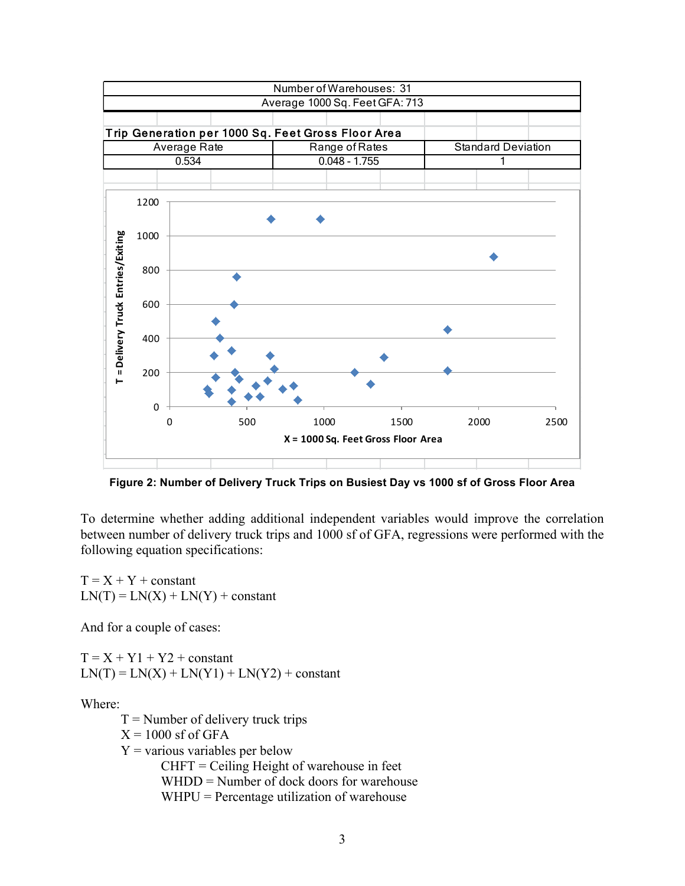| Number of Warehouses: 31 | | |
|---|---|---|
| Average 1000 Sq. Feet GFA: 713 | | |

**Trip Generation per 1000 Sq. Feet Gross Floor Area**

| Average Rate | Range of Rates | Standard Deviation |
|---|---|---|
| 0.534 | 0.048 - 1.755 | 1 |

**Figure 2: Number of Delivery Truck Trips on Busiest Day vs 1000 sf of Gross Floor Area**

To determine whether adding additional independent variables would improve the correlation between number of delivery truck trips and 1000 sf of GFA, regressions were performed with the following equation specifications:

$T = X + Y + \text{constant}$
$LN(T) = LN(X) + LN(Y) + \text{constant}$

And for a couple of cases:

$T = X + Y1 + Y2 + \text{constant}$
$LN(T) = LN(X) + LN(Y1) + LN(Y2) + \text{constant}$

Where:

- T = Number of delivery truck trips
- X = 1000 sf of GFA
- Y = various variables per below
  - CHFT = Ceiling Height of warehouse in feet
  - WHDD = Number of dock doors for warehouse
  - WHPU = Percentage utilization of warehouse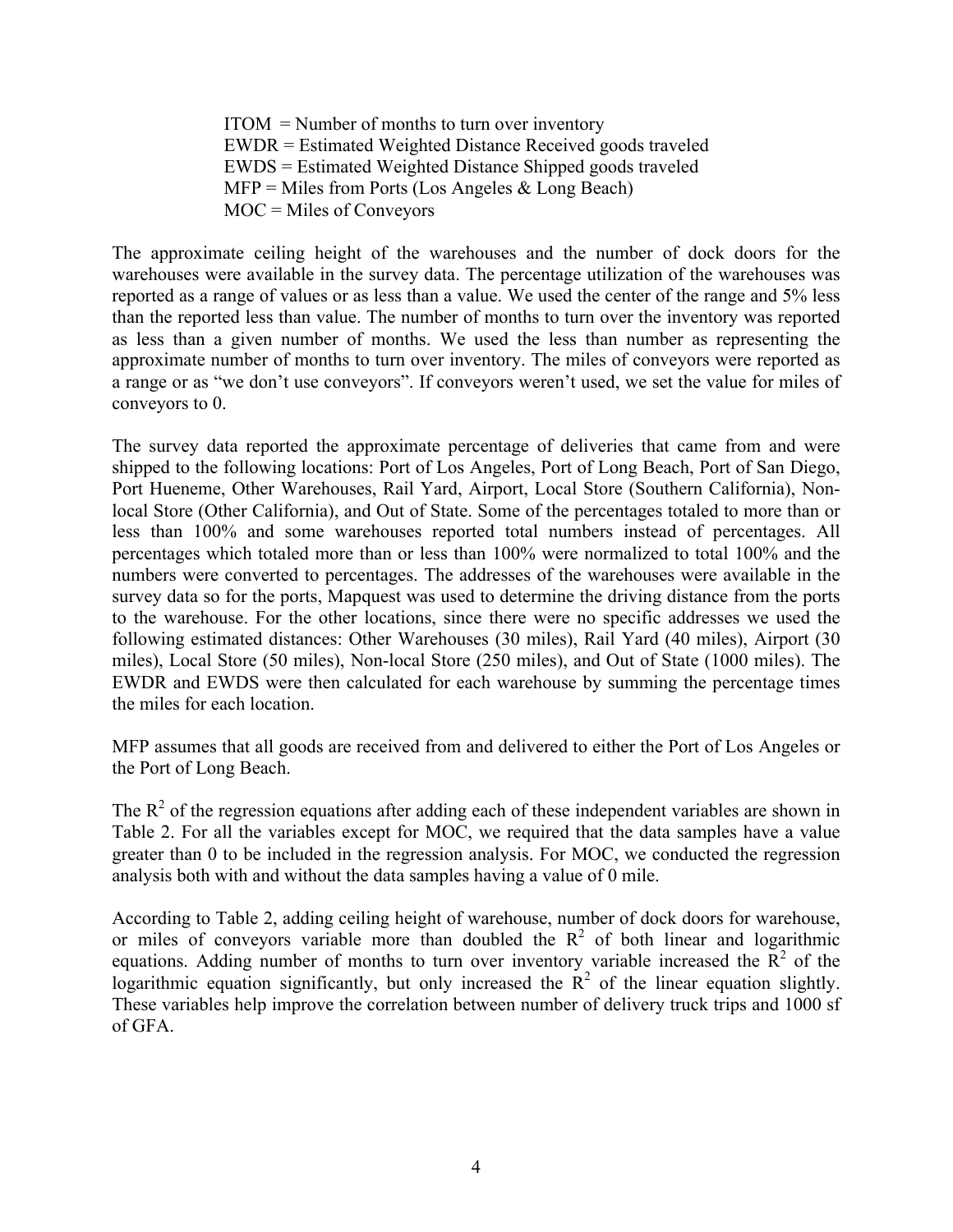ITOM = Number of months to turn over inventory
EWDR = Estimated Weighted Distance Received goods traveled
EWDS = Estimated Weighted Distance Shipped goods traveled
MFP = Miles from Ports (Los Angeles & Long Beach)
MOC = Miles of Conveyors

The approximate ceiling height of the warehouses and the number of dock doors for the warehouses were available in the survey data. The percentage utilization of the warehouses was reported as a range of values or as less than a value. We used the center of the range and 5% less than the reported less than value. The number of months to turn over the inventory was reported as less than a given number of months. We used the less than number as representing the approximate number of months to turn over inventory. The miles of conveyors were reported as a range or as "we don't use conveyors". If conveyors weren't used, we set the value for miles of conveyors to 0.

The survey data reported the approximate percentage of deliveries that came from and were shipped to the following locations: Port of Los Angeles, Port of Long Beach, Port of San Diego, Port Hueneme, Other Warehouses, Rail Yard, Airport, Local Store (Southern California), Non-local Store (Other California), and Out of State. Some of the percentages totaled to more than or less than 100% and some warehouses reported total numbers instead of percentages. All percentages which totaled more than or less than 100% were normalized to total 100% and the numbers were converted to percentages. The addresses of the warehouses were available in the survey data so for the ports, Mapquest was used to determine the driving distance from the ports to the warehouse. For the other locations, since there were no specific addresses we used the following estimated distances: Other Warehouses (30 miles), Rail Yard (40 miles), Airport (30 miles), Local Store (50 miles), Non-local Store (250 miles), and Out of State (1000 miles). The EWDR and EWDS were then calculated for each warehouse by summing the percentage times the miles for each location.

MFP assumes that all goods are received from and delivered to either the Port of Los Angeles or the Port of Long Beach.

The $R^2$ of the regression equations after adding each of these independent variables are shown in Table 2. For all the variables except for MOC, we required that the data samples have a value greater than 0 to be included in the regression analysis. For MOC, we conducted the regression analysis both with and without the data samples having a value of 0 mile.

According to Table 2, adding ceiling height of warehouse, number of dock doors for warehouse, or miles of conveyors variable more than doubled the $R^2$ of both linear and logarithmic equations. Adding number of months to turn over inventory variable increased the $R^2$ of the logarithmic equation significantly, but only increased the $R^2$ of the linear equation slightly. These variables help improve the correlation between number of delivery truck trips and 1000 sf of GFA.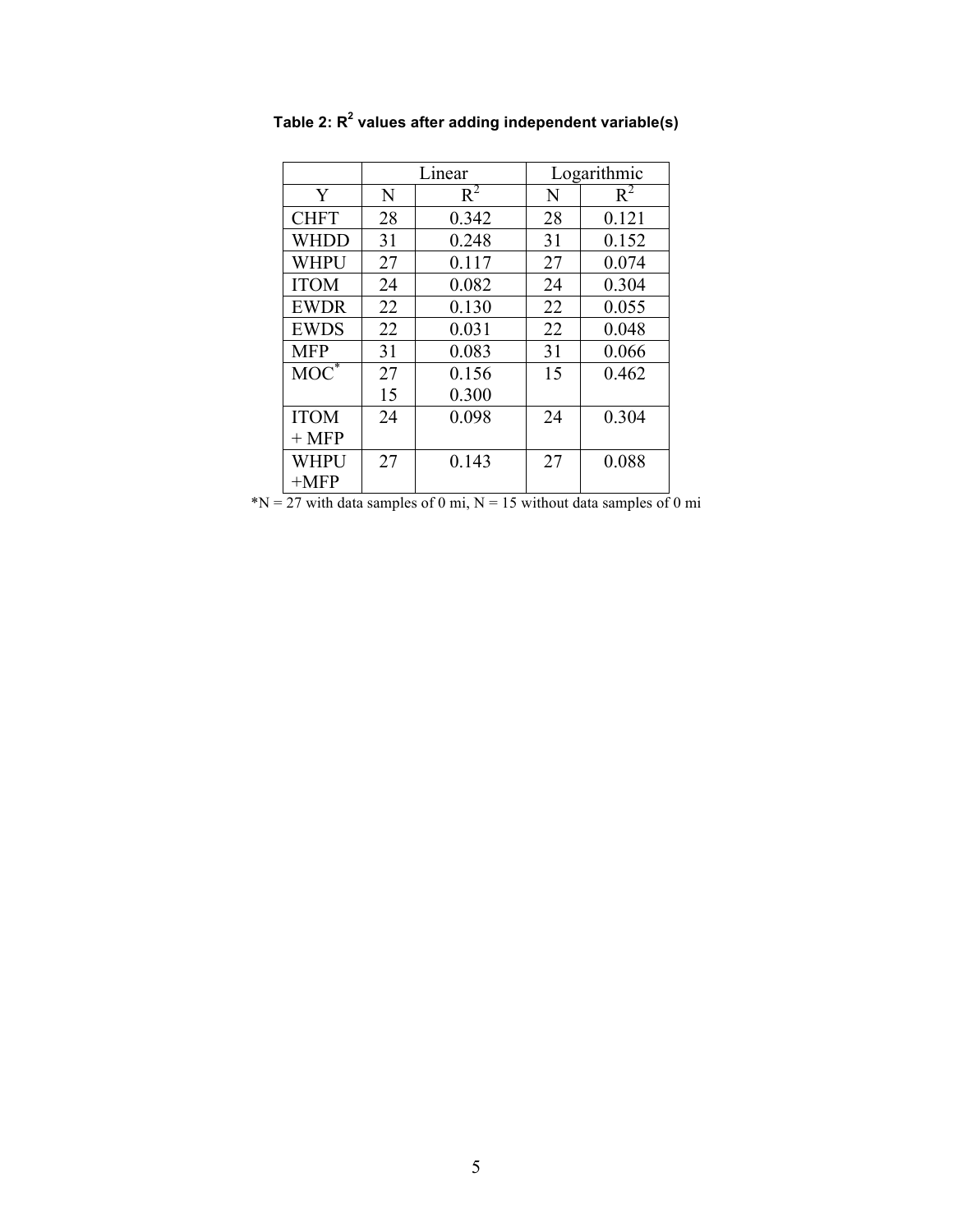**Table 2: $R^2$ values after adding independent variable(s)**

| | Linear | | Logarithmic | |
|---|---|---|---|---|
| Y | N | $R^2$ | N | $R^2$ |
| CHFT | 28 | 0.342 | 28 | 0.121 |
| WHDD | 31 | 0.248 | 31 | 0.152 |
| WHPU | 27 | 0.117 | 27 | 0.074 |
| ITOM | 24 | 0.082 | 24 | 0.304 |
| EWDR | 22 | 0.130 | 22 | 0.055 |
| EWDS | 22 | 0.031 | 22 | 0.048 |
| MFP | 31 | 0.083 | 31 | 0.066 |
| MOC* | 27<br>15 | 0.156<br>0.300 | 15 | 0.462 |
| ITOM + MFP | 24 | 0.098 | 24 | 0.304 |
| WHPU +MFP | 27 | 0.143 | 27 | 0.088 |

*N = 27 with data samples of 0 mi, N = 15 without data samples of 0 mi